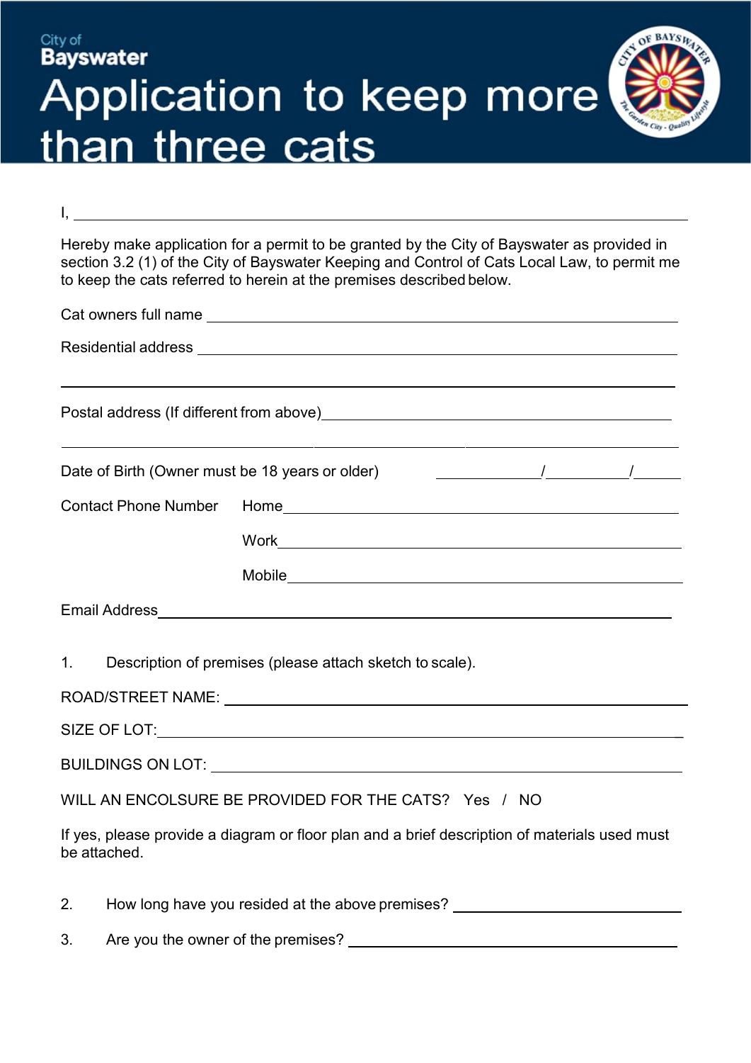City of
**Bayswater**

# Application to keep more than three cats

I, ____________________________________________________________

Hereby make application for a permit to be granted by the City of Bayswater as provided in section 3.2 (1) of the City of Bayswater Keeping and Control of Cats Local Law, to permit me to keep the cats referred to herein at the premises described below.

Cat owners full name ____________________________________________________________

Residential address ____________________________________________________________

____________________________________________________________

Postal address (If different from above)____________________________________________________________

____________________________________________________________

Date of Birth (Owner must be 18 years or older) __________/__________/______

Contact Phone Number Home____________________________________________________________

Work____________________________________________________________

Mobile____________________________________________________________

Email Address____________________________________________________________

1. Description of premises (please attach sketch to scale).

ROAD/STREET NAME: ____________________________________________________________

SIZE OF LOT:____________________________________________________________

BUILDINGS ON LOT: ____________________________________________________________

WILL AN ENCOLSURE BE PROVIDED FOR THE CATS? Yes / NO

If yes, please provide a diagram or floor plan and a brief description of materials used must be attached.

2. How long have you resided at the above premises? ______________________________

3. Are you the owner of the premises? ______________________________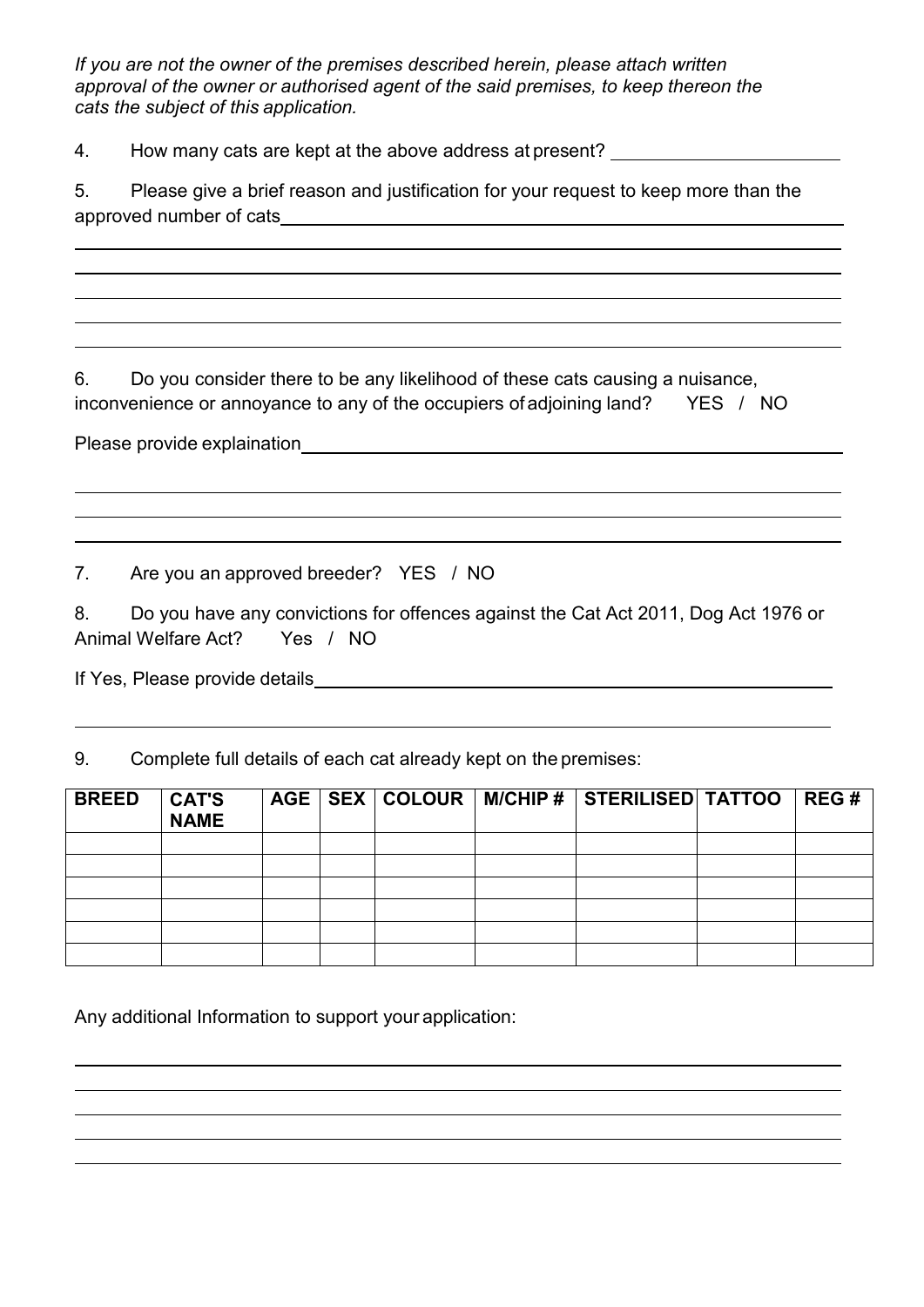*If you are not the owner of the premises described herein, please attach written approval of the owner or authorised agent of the said premises, to keep thereon the cats the subject of this application.*

4. How many cats are kept at the above address at present? ______________________

5. Please give a brief reason and justification for your request to keep more than the approved number of cats________________________________________________________________

________________________________________________________________________________

________________________________________________________________________________

________________________________________________________________________________

________________________________________________________________________________

6. Do you consider there to be any likelihood of these cats causing a nuisance, inconvenience or annoyance to any of the occupiers of adjoining land? YES / NO

Please provide explaination__________________________________________________________

________________________________________________________________________________

________________________________________________________________________________

________________________________________________________________________________

7. Are you an approved breeder? YES / NO

8. Do you have any convictions for offences against the Cat Act 2011, Dog Act 1976 or Animal Welfare Act? Yes / NO

If Yes, Please provide details________________________________________________________

________________________________________________________________________________

9. Complete full details of each cat already kept on the premises:

| BREED | CAT'S NAME | AGE | SEX | COLOUR | M/CHIP # | STERILISED | TATTOO | REG # |
|---|---|---|---|---|---|---|---|---|
| | | | | | | | | |
| | | | | | | | | |
| | | | | | | | | |
| | | | | | | | | |
| | | | | | | | | |
| | | | | | | | | |

Any additional Information to support your application:

________________________________________________________________________________

________________________________________________________________________________

________________________________________________________________________________

________________________________________________________________________________

________________________________________________________________________________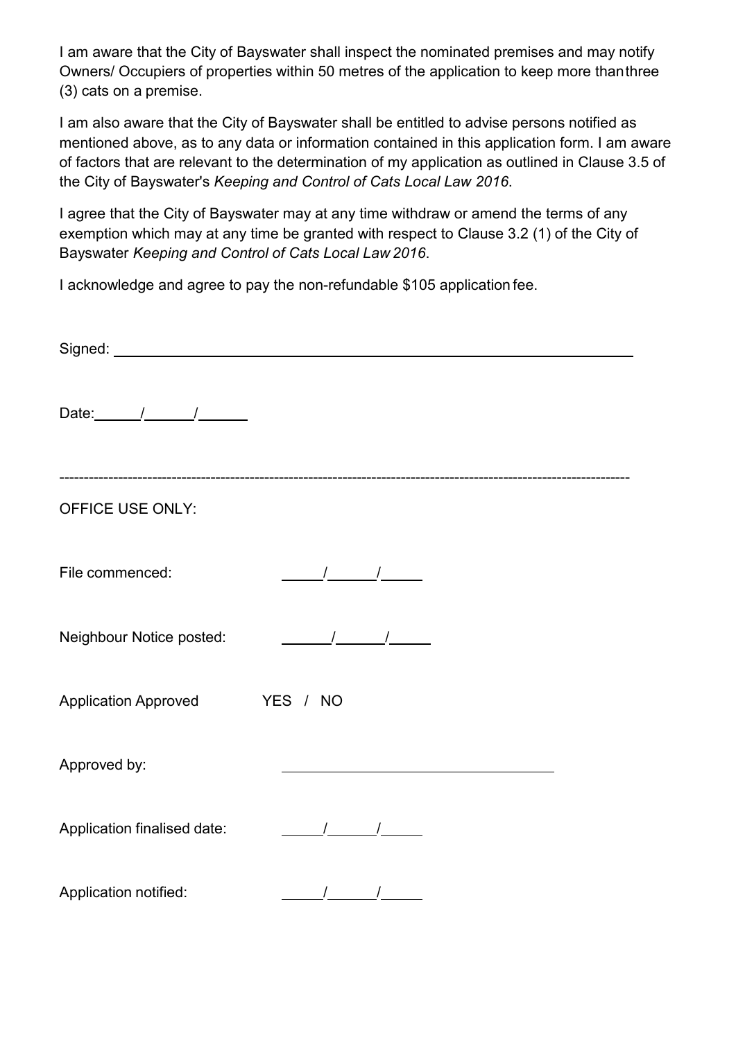I am aware that the City of Bayswater shall inspect the nominated premises and may notify Owners/ Occupiers of properties within 50 metres of the application to keep more than three (3) cats on a premise.

I am also aware that the City of Bayswater shall be entitled to advise persons notified as mentioned above, as to any data or information contained in this application form. I am aware of factors that are relevant to the determination of my application as outlined in Clause 3.5 of the City of Bayswater's *Keeping and Control of Cats Local Law 2016*.

I agree that the City of Bayswater may at any time withdraw or amend the terms of any exemption which may at any time be granted with respect to Clause 3.2 (1) of the City of Bayswater *Keeping and Control of Cats Local Law 2016*.

I acknowledge and agree to pay the non-refundable $105 application fee.

Signed: ________________________________________________________________

Date: ______/______/______

--------------------------------------------------------------------------------------------------------------------

OFFICE USE ONLY:

File commenced: _____/______/_____

Neighbour Notice posted: ______/______/_____

Application Approved YES / NO

Approved by: ________________________________

Application finalised date: _____/______/_____

Application notified: _____/______/_____